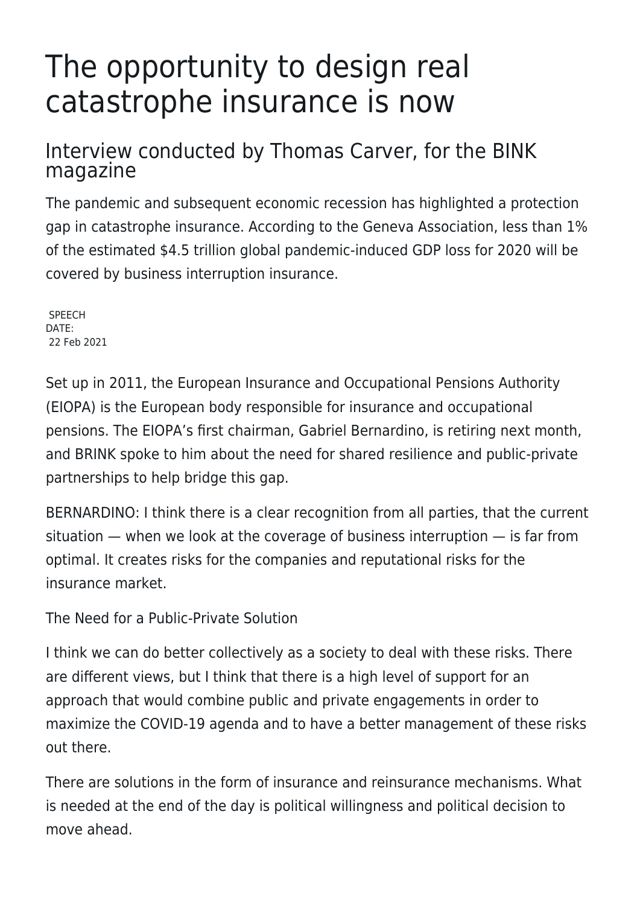# The opportunity to design real catastrophe insurance is now

## Interview conducted by Thomas Carver, for the BINK magazine

The pandemic and subsequent economic recession has highlighted a protection gap in catastrophe insurance. According to the Geneva Association, less than 1% of the estimated $4.5 trillion global pandemic-induced GDP loss for 2020 will be covered by business interruption insurance.

SPEECH
DATE:
22 Feb 2021

Set up in 2011, the European Insurance and Occupational Pensions Authority (EIOPA) is the European body responsible for insurance and occupational pensions. The EIOPA's first chairman, Gabriel Bernardino, is retiring next month, and BRINK spoke to him about the need for shared resilience and public-private partnerships to help bridge this gap.

BERNARDINO: I think there is a clear recognition from all parties, that the current situation — when we look at the coverage of business interruption — is far from optimal. It creates risks for the companies and reputational risks for the insurance market.

The Need for a Public-Private Solution

I think we can do better collectively as a society to deal with these risks. There are different views, but I think that there is a high level of support for an approach that would combine public and private engagements in order to maximize the COVID-19 agenda and to have a better management of these risks out there.

There are solutions in the form of insurance and reinsurance mechanisms. What is needed at the end of the day is political willingness and political decision to move ahead.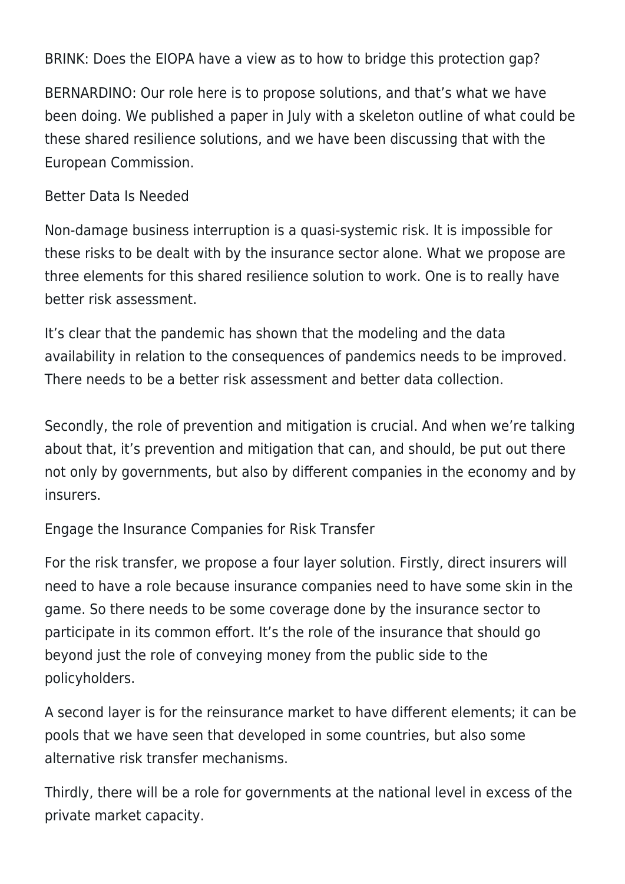BRINK: Does the EIOPA have a view as to how to bridge this protection gap?

BERNARDINO: Our role here is to propose solutions, and that's what we have been doing. We published a paper in July with a skeleton outline of what could be these shared resilience solutions, and we have been discussing that with the European Commission.

## Better Data Is Needed

Non-damage business interruption is a quasi-systemic risk. It is impossible for these risks to be dealt with by the insurance sector alone. What we propose are three elements for this shared resilience solution to work. One is to really have better risk assessment.

It's clear that the pandemic has shown that the modeling and the data availability in relation to the consequences of pandemics needs to be improved. There needs to be a better risk assessment and better data collection.

Secondly, the role of prevention and mitigation is crucial. And when we're talking about that, it's prevention and mitigation that can, and should, be put out there not only by governments, but also by different companies in the economy and by insurers.

## Engage the Insurance Companies for Risk Transfer

For the risk transfer, we propose a four layer solution. Firstly, direct insurers will need to have a role because insurance companies need to have some skin in the game. So there needs to be some coverage done by the insurance sector to participate in its common effort. It's the role of the insurance that should go beyond just the role of conveying money from the public side to the policyholders.

A second layer is for the reinsurance market to have different elements; it can be pools that we have seen that developed in some countries, but also some alternative risk transfer mechanisms.

Thirdly, there will be a role for governments at the national level in excess of the private market capacity.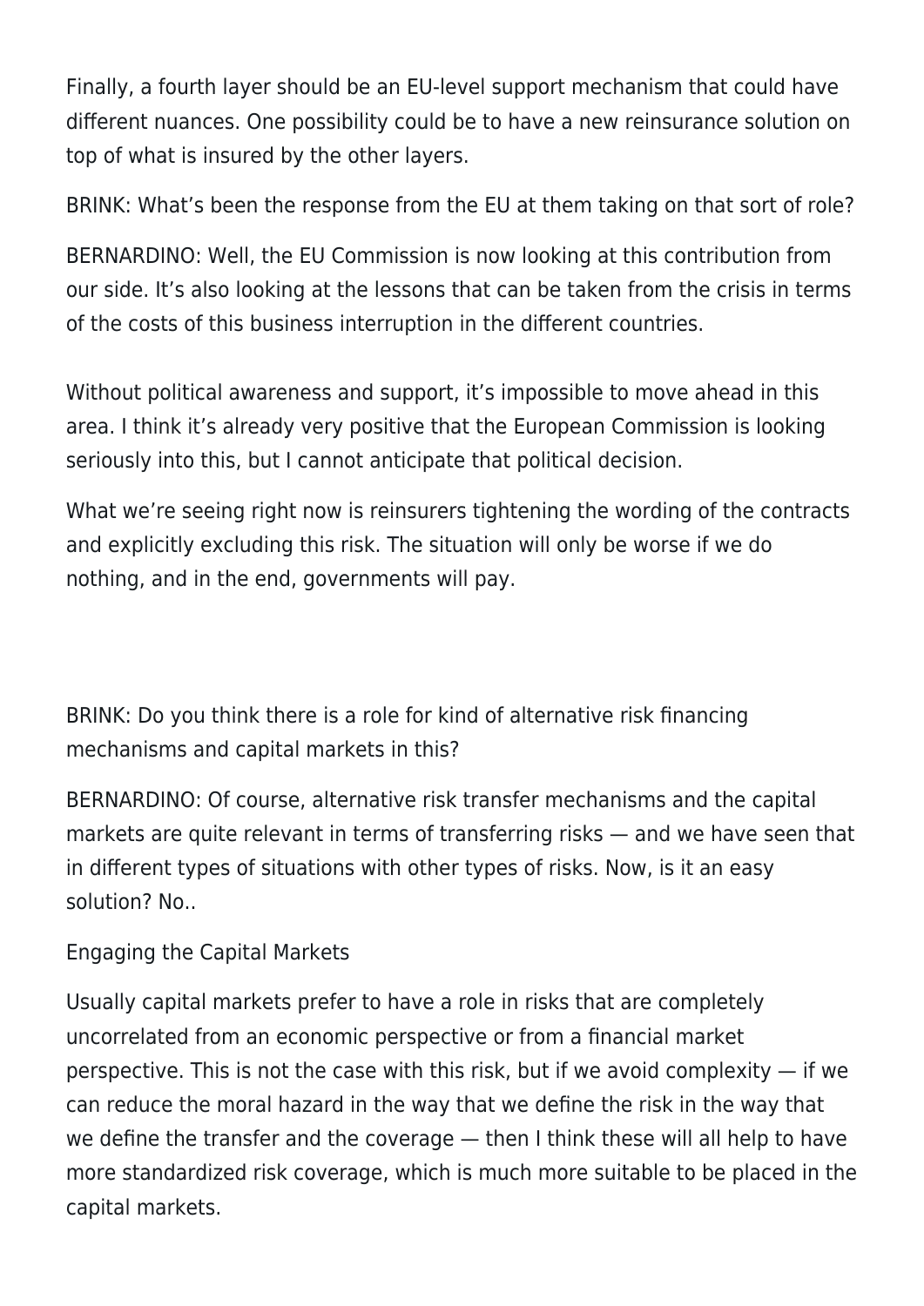Finally, a fourth layer should be an EU-level support mechanism that could have different nuances. One possibility could be to have a new reinsurance solution on top of what is insured by the other layers.

BRINK: What's been the response from the EU at them taking on that sort of role?

BERNARDINO: Well, the EU Commission is now looking at this contribution from our side. It's also looking at the lessons that can be taken from the crisis in terms of the costs of this business interruption in the different countries.

Without political awareness and support, it's impossible to move ahead in this area. I think it's already very positive that the European Commission is looking seriously into this, but I cannot anticipate that political decision.

What we're seeing right now is reinsurers tightening the wording of the contracts and explicitly excluding this risk. The situation will only be worse if we do nothing, and in the end, governments will pay.

BRINK: Do you think there is a role for kind of alternative risk financing mechanisms and capital markets in this?

BERNARDINO: Of course, alternative risk transfer mechanisms and the capital markets are quite relevant in terms of transferring risks — and we have seen that in different types of situations with other types of risks. Now, is it an easy solution? No..

## Engaging the Capital Markets

Usually capital markets prefer to have a role in risks that are completely uncorrelated from an economic perspective or from a financial market perspective. This is not the case with this risk, but if we avoid complexity — if we can reduce the moral hazard in the way that we define the risk in the way that we define the transfer and the coverage — then I think these will all help to have more standardized risk coverage, which is much more suitable to be placed in the capital markets.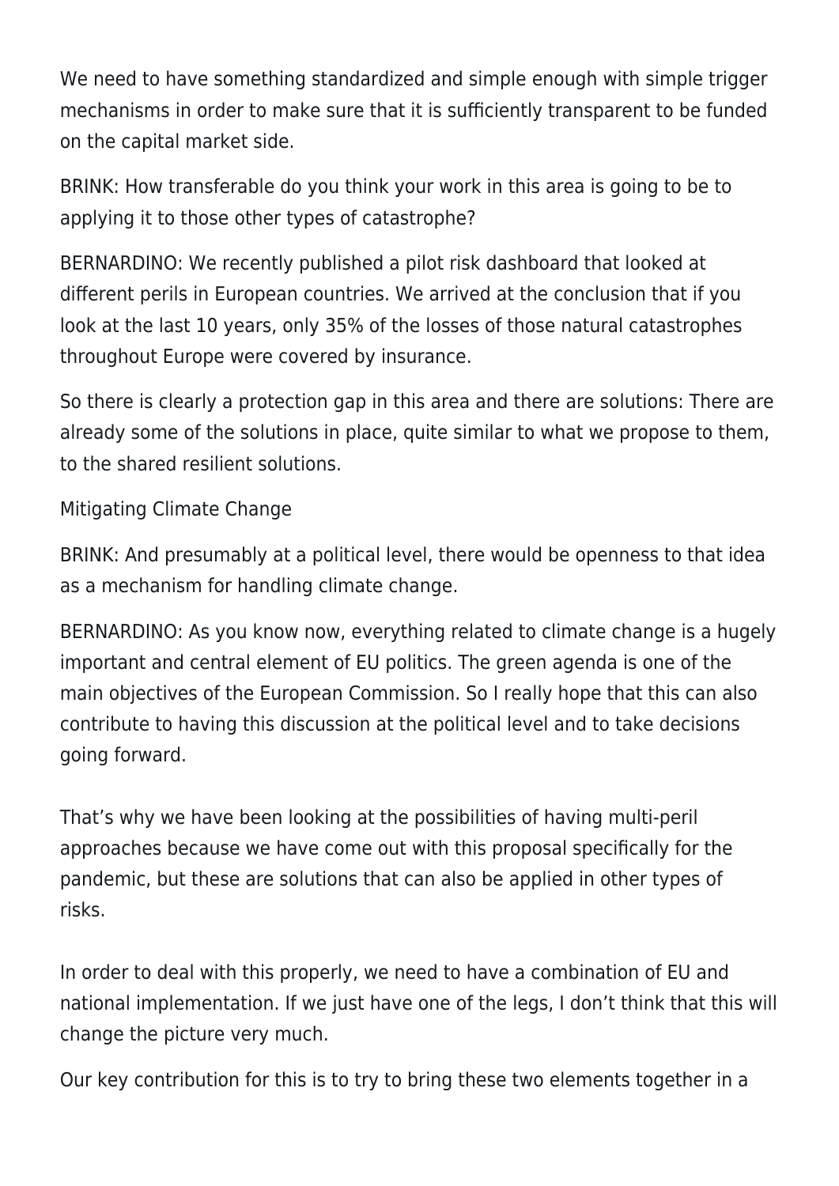We need to have something standardized and simple enough with simple trigger mechanisms in order to make sure that it is sufficiently transparent to be funded on the capital market side.

BRINK: How transferable do you think your work in this area is going to be to applying it to those other types of catastrophe?

BERNARDINO: We recently published a pilot risk dashboard that looked at different perils in European countries. We arrived at the conclusion that if you look at the last 10 years, only 35% of the losses of those natural catastrophes throughout Europe were covered by insurance.

So there is clearly a protection gap in this area and there are solutions: There are already some of the solutions in place, quite similar to what we propose to them, to the shared resilient solutions.

## Mitigating Climate Change

BRINK: And presumably at a political level, there would be openness to that idea as a mechanism for handling climate change.

BERNARDINO: As you know now, everything related to climate change is a hugely important and central element of EU politics. The green agenda is one of the main objectives of the European Commission. So I really hope that this can also contribute to having this discussion at the political level and to take decisions going forward.

That's why we have been looking at the possibilities of having multi-peril approaches because we have come out with this proposal specifically for the pandemic, but these are solutions that can also be applied in other types of risks.

In order to deal with this properly, we need to have a combination of EU and national implementation. If we just have one of the legs, I don't think that this will change the picture very much.

Our key contribution for this is to try to bring these two elements together in a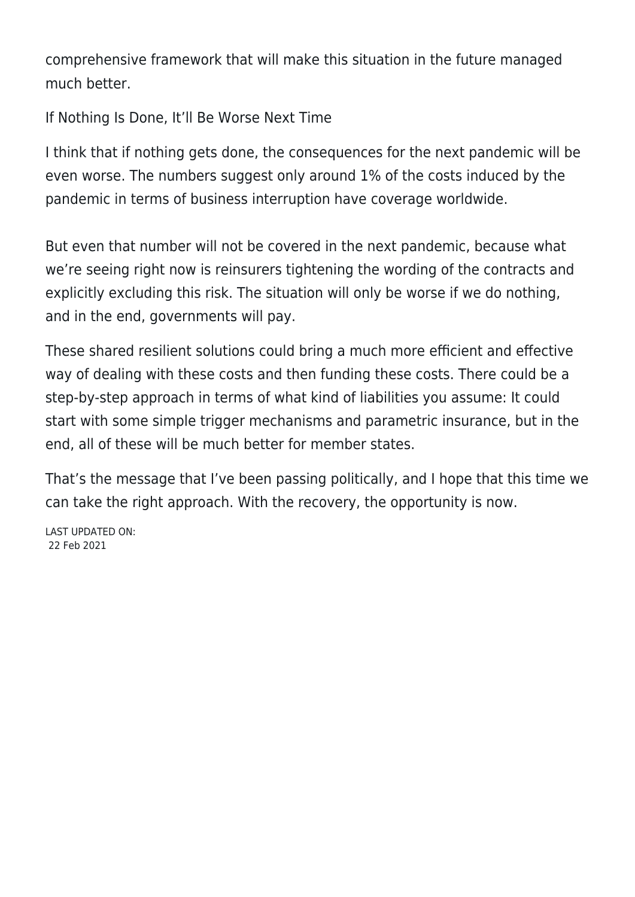comprehensive framework that will make this situation in the future managed much better.

## If Nothing Is Done, It'll Be Worse Next Time

I think that if nothing gets done, the consequences for the next pandemic will be even worse. The numbers suggest only around 1% of the costs induced by the pandemic in terms of business interruption have coverage worldwide.

But even that number will not be covered in the next pandemic, because what we're seeing right now is reinsurers tightening the wording of the contracts and explicitly excluding this risk. The situation will only be worse if we do nothing, and in the end, governments will pay.

These shared resilient solutions could bring a much more efficient and effective way of dealing with these costs and then funding these costs. There could be a step-by-step approach in terms of what kind of liabilities you assume: It could start with some simple trigger mechanisms and parametric insurance, but in the end, all of these will be much better for member states.

That's the message that I've been passing politically, and I hope that this time we can take the right approach. With the recovery, the opportunity is now.

LAST UPDATED ON:
22 Feb 2021